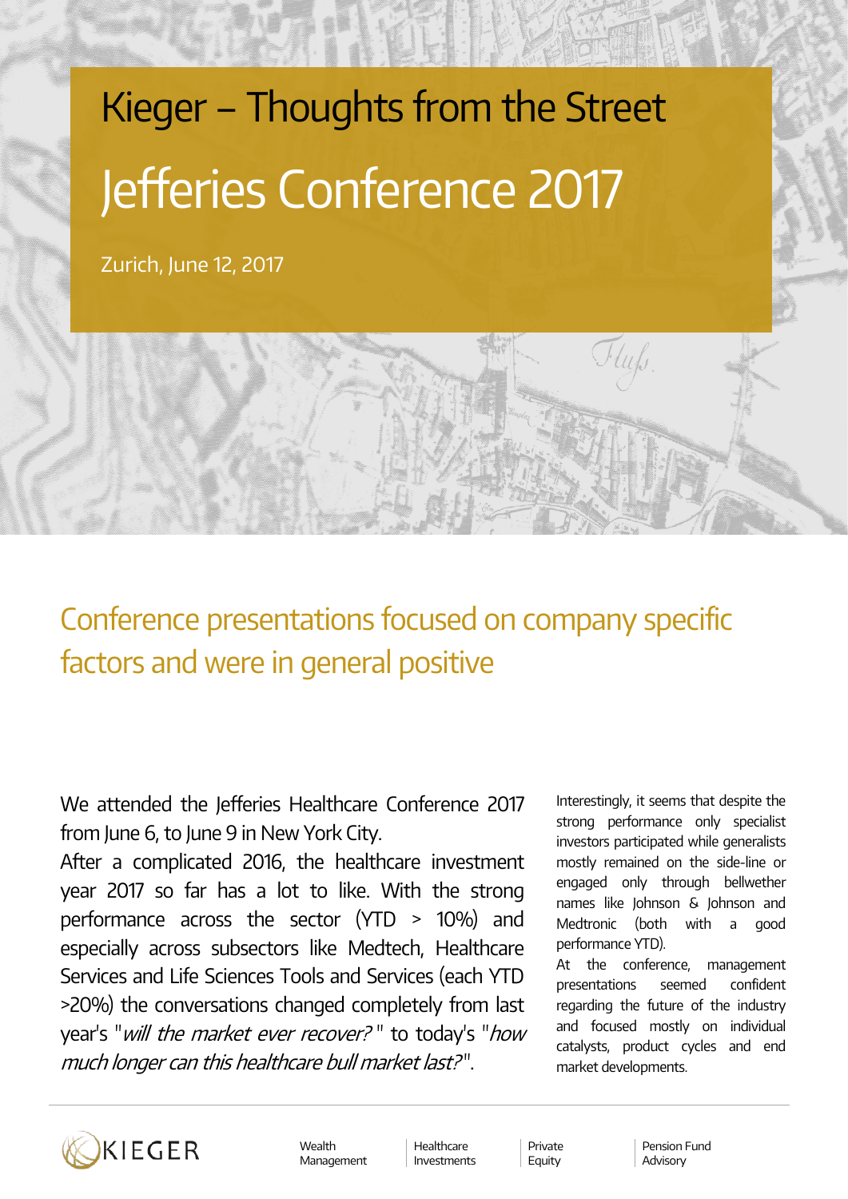# Kieger – Thoughts from the Street

# Jefferies Conference 2017

Zurich, June 12, 2017

## Conference presentations focused on company specific factors and were in general positive

We attended the Jefferies Healthcare Conference 2017 from June 6, to June 9 in New York City.

After a complicated 2016, the healthcare investment year 2017 so far has a lot to like. With the strong performance across the sector (YTD > 10%) and especially across subsectors like Medtech, Healthcare Services and Life Sciences Tools and Services (each YTD >20%) the conversations changed completely from last year's "*will the market ever recover?*" to today's "*how much longer can this healthcare bull market last?*".

Interestingly, it seems that despite the strong performance only specialist investors participated while generalists mostly remained on the side-line or engaged only through bellwether names like Johnson & Johnson and Medtronic (both with a good performance YTD).

At the conference, management presentations seemed confident regarding the future of the industry and focused mostly on individual catalysts, product cycles and end market developments.

KIEGER

Wealth Management | Healthcare Investments | Private Equity | Pension Fund Advisory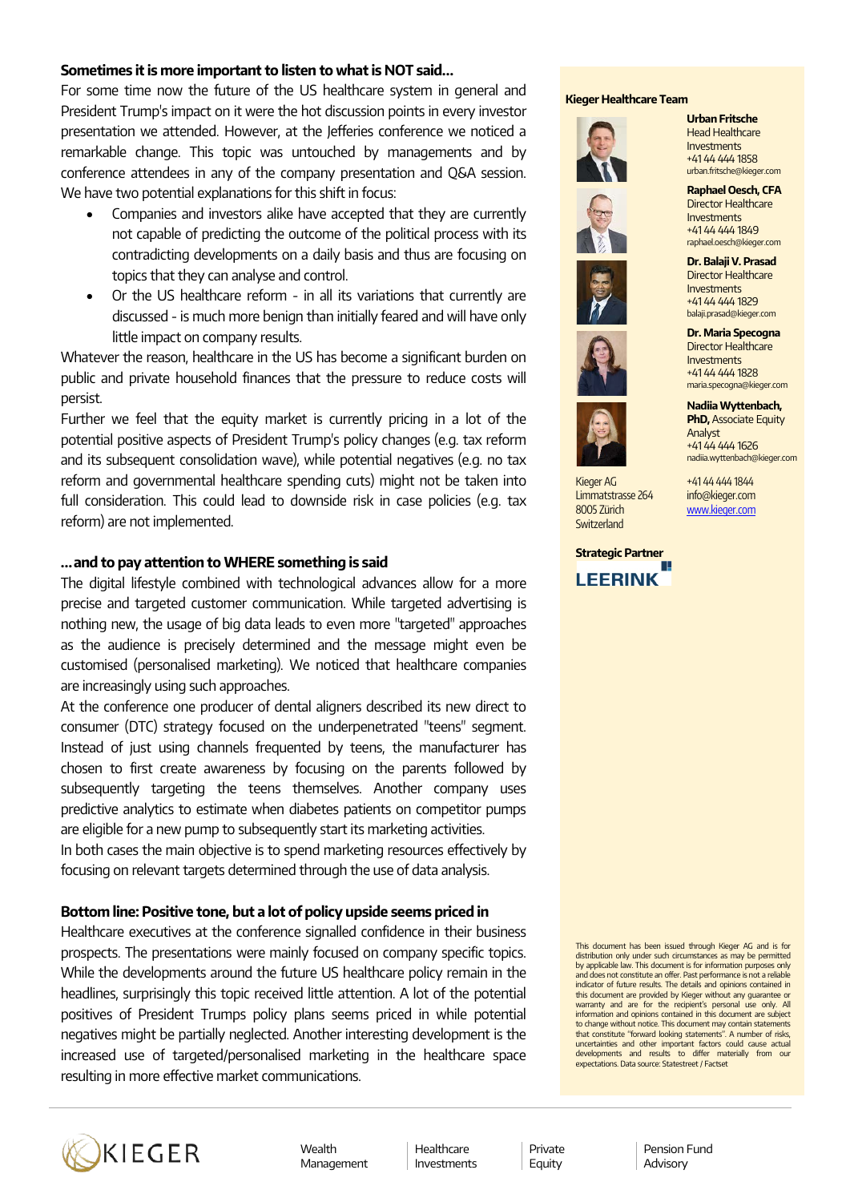## Sometimes it is more important to listen to what is NOT said...

For some time now the future of the US healthcare system in general and President Trump's impact on it were the hot discussion points in every investor presentation we attended. However, at the Jefferies conference we noticed a remarkable change. This topic was untouched by managements and by conference attendees in any of the company presentation and Q&A session. We have two potential explanations for this shift in focus:

- Companies and investors alike have accepted that they are currently not capable of predicting the outcome of the political process with its contradicting developments on a daily basis and thus are focusing on topics that they can analyse and control.
- Or the US healthcare reform - in all its variations that currently are discussed - is much more benign than initially feared and will have only little impact on company results.

Whatever the reason, healthcare in the US has become a significant burden on public and private household finances that the pressure to reduce costs will persist.

Further we feel that the equity market is currently pricing in a lot of the potential positive aspects of President Trump's policy changes (e.g. tax reform and its subsequent consolidation wave), while potential negatives (e.g. no tax reform and governmental healthcare spending cuts) might not be taken into full consideration. This could lead to downside risk in case policies (e.g. tax reform) are not implemented.

## ...and to pay attention to WHERE something is said

The digital lifestyle combined with technological advances allow for a more precise and targeted customer communication. While targeted advertising is nothing new, the usage of big data leads to even more "targeted" approaches as the audience is precisely determined and the message might even be customised (personalised marketing). We noticed that healthcare companies are increasingly using such approaches.

At the conference one producer of dental aligners described its new direct to consumer (DTC) strategy focused on the underpenetrated "teens" segment. Instead of just using channels frequented by teens, the manufacturer has chosen to first create awareness by focusing on the parents followed by subsequently targeting the teens themselves. Another company uses predictive analytics to estimate when diabetes patients on competitor pumps are eligible for a new pump to subsequently start its marketing activities.

In both cases the main objective is to spend marketing resources effectively by focusing on relevant targets determined through the use of data analysis.

## Bottom line: Positive tone, but a lot of policy upside seems priced in

Healthcare executives at the conference signalled confidence in their business prospects. The presentations were mainly focused on company specific topics. While the developments around the future US healthcare policy remain in the headlines, surprisingly this topic received little attention. A lot of the potential positives of President Trumps policy plans seems priced in while potential negatives might be partially neglected. Another interesting development is the increased use of targeted/personalised marketing in the healthcare space resulting in more effective market communications.

**Kieger Healthcare Team**

**Urban Fritsche**
Head Healthcare Investments
+41 44 444 1858
urban.fritsche@kieger.com

**Raphael Oesch, CFA**
Director Healthcare Investments
+41 44 444 1849
raphael.oesch@kieger.com

**Dr. Balaji V. Prasad**
Director Healthcare Investments
+41 44 444 1829
balaji.prasad@kieger.com

**Dr. Maria Specogna**
Director Healthcare Investments
+41 44 444 1828
maria.specogna@kieger.com

**Nadiia Wyttenbach, PhD,** Associate Equity Analyst
+41 44 444 1626
nadiia.wyttenbach@kieger.com

Kieger AG
Limmatstrasse 264
8005 Zürich
Switzerland

+41 44 444 1844
info@kieger.com
www.kieger.com

**Strategic Partner**

LEERINK

This document has been issued through Kieger AG and is for distribution only under such circumstances as may be permitted by applicable law. This document is for information purposes only and does not constitute an offer. Past performance is not a reliable indicator of future results. The details and opinions contained in this document are provided by Kieger without any guarantee or warranty and are for the recipient's personal use only. All information and opinions contained in this document are subject to change without notice. This document may contain statements that constitute "forward looking statements". A number of risks, uncertainties and other important factors could cause actual developments and results to differ materially from our expectations. Data source: Statestreet / Factset

KIEGER

Wealth Management | Healthcare Investments | Private Equity | Pension Fund Advisory